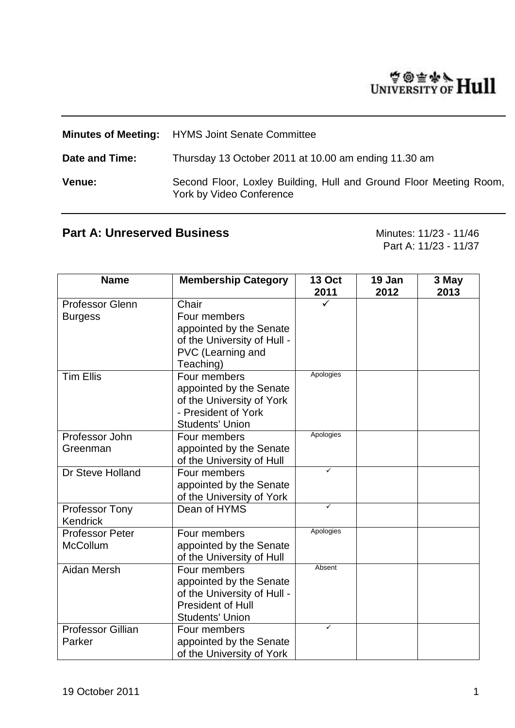UNIVERSITY OF Hull

**Minutes of Meeting:** HYMS Joint Senate Committee

**Date and Time:** Thursday 13 October 2011 at 10.00 am ending 11.30 am

**Venue:** Second Floor, Loxley Building, Hull and Ground Floor Meeting Room, York by Video Conference

## Part A: Unreserved Business

Minutes: 11/23 - 11/46
Part A: 11/23 - 11/37

| Name | Membership Category | 13 Oct 2011 | 19 Jan 2012 | 3 May 2013 |
|---|---|---|---|---|
| Professor Glenn Burgess | Chair<br>Four members appointed by the Senate of the University of Hull - PVC (Learning and Teaching) | ✓ | | |
| Tim Ellis | Four members appointed by the Senate of the University of York - President of York Students' Union | Apologies | | |
| Professor John Greenman | Four members appointed by the Senate of the University of Hull | Apologies | | |
| Dr Steve Holland | Four members appointed by the Senate of the University of York | ✓ | | |
| Professor Tony Kendrick | Dean of HYMS | ✓ | | |
| Professor Peter McCollum | Four members appointed by the Senate of the University of Hull | Apologies | | |
| Aidan Mersh | Four members appointed by the Senate of the University of Hull - President of Hull Students' Union | Absent | | |
| Professor Gillian Parker | Four members appointed by the Senate of the University of York | ✓ | | |

19 October 2011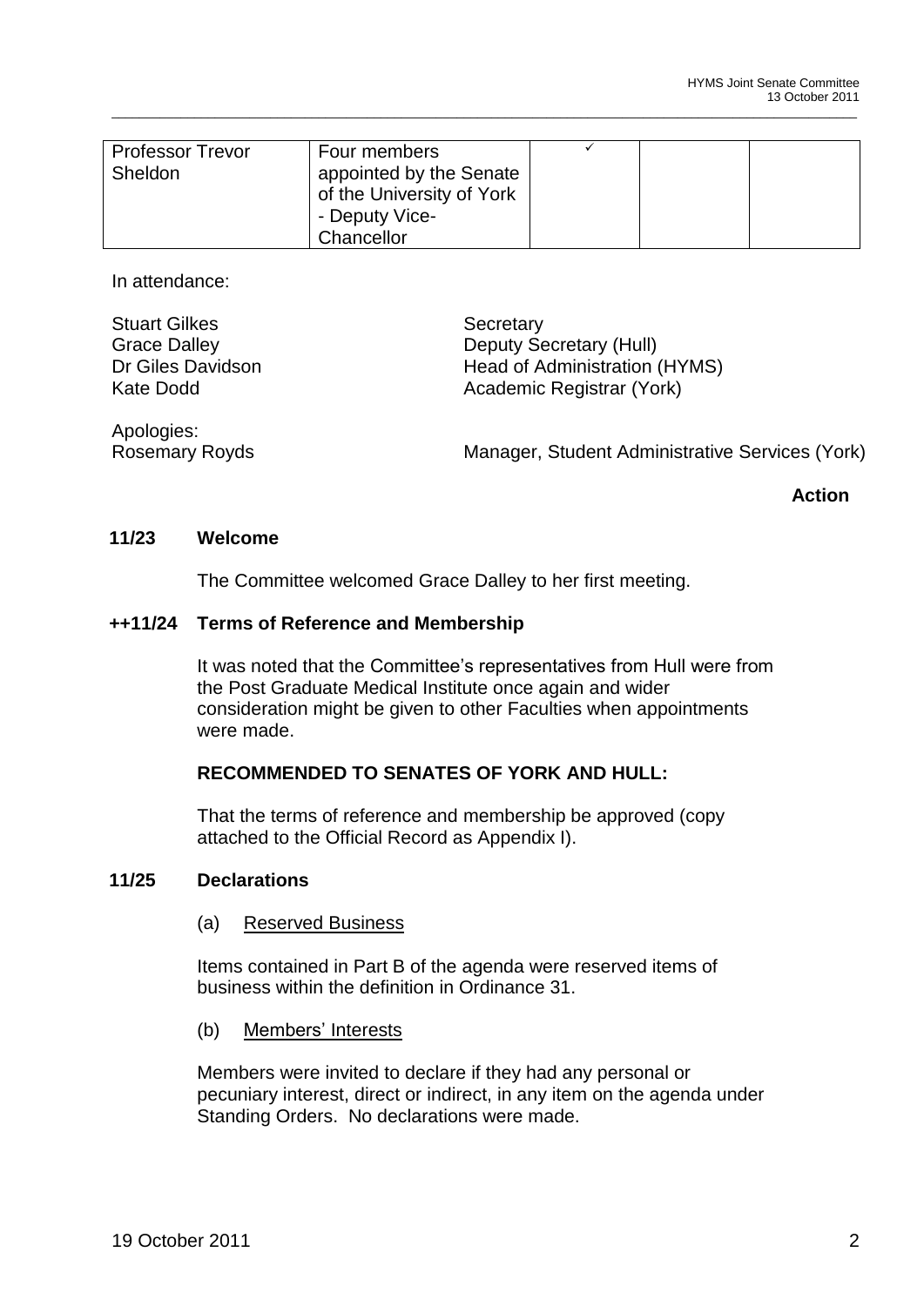| Professor Trevor Sheldon | Four members appointed by the Senate of the University of York - Deputy Vice-Chancellor | ✓ | | |
|---|---|---|---|---|

In attendance:

Stuart Gilkes — Secretary
Grace Dalley — Deputy Secretary (Hull)
Dr Giles Davidson — Head of Administration (HYMS)
Kate Dodd — Academic Registrar (York)

Apologies:
Rosemary Royds — Manager, Student Administrative Services (York)

**Action**

**11/23 Welcome**

The Committee welcomed Grace Dalley to her first meeting.

**++11/24 Terms of Reference and Membership**

It was noted that the Committee's representatives from Hull were from the Post Graduate Medical Institute once again and wider consideration might be given to other Faculties when appointments were made.

**RECOMMENDED TO SENATES OF YORK AND HULL:**

That the terms of reference and membership be approved (copy attached to the Official Record as Appendix I).

**11/25 Declarations**

(a) Reserved Business

Items contained in Part B of the agenda were reserved items of business within the definition in Ordinance 31.

(b) Members' Interests

Members were invited to declare if they had any personal or pecuniary interest, direct or indirect, in any item on the agenda under Standing Orders. No declarations were made.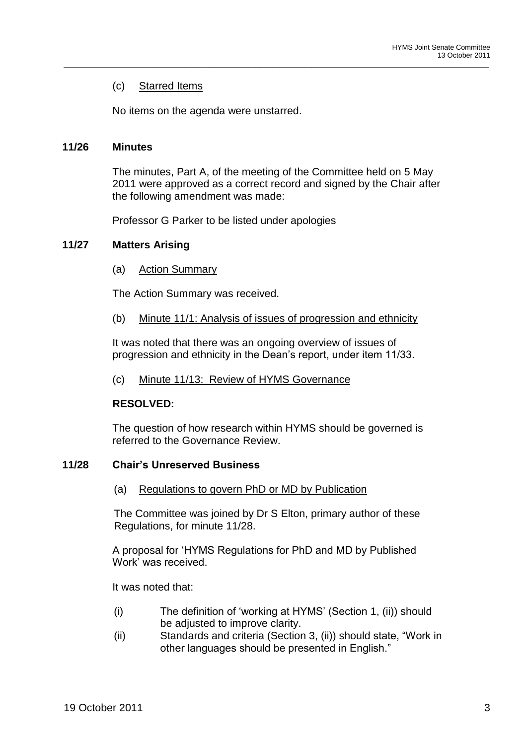(c) Starred Items

No items on the agenda were unstarred.

### 11/26 Minutes

The minutes, Part A, of the meeting of the Committee held on 5 May 2011 were approved as a correct record and signed by the Chair after the following amendment was made:

Professor G Parker to be listed under apologies

### 11/27 Matters Arising

(a) Action Summary

The Action Summary was received.

(b) Minute 11/1: Analysis of issues of progression and ethnicity

It was noted that there was an ongoing overview of issues of progression and ethnicity in the Dean's report, under item 11/33.

(c) Minute 11/13: Review of HYMS Governance

**RESOLVED:**

The question of how research within HYMS should be governed is referred to the Governance Review.

### 11/28 Chair's Unreserved Business

(a) Regulations to govern PhD or MD by Publication

The Committee was joined by Dr S Elton, primary author of these Regulations, for minute 11/28.

A proposal for 'HYMS Regulations for PhD and MD by Published Work' was received.

It was noted that:

(i) The definition of 'working at HYMS' (Section 1, (ii)) should be adjusted to improve clarity.

(ii) Standards and criteria (Section 3, (ii)) should state, "Work in other languages should be presented in English."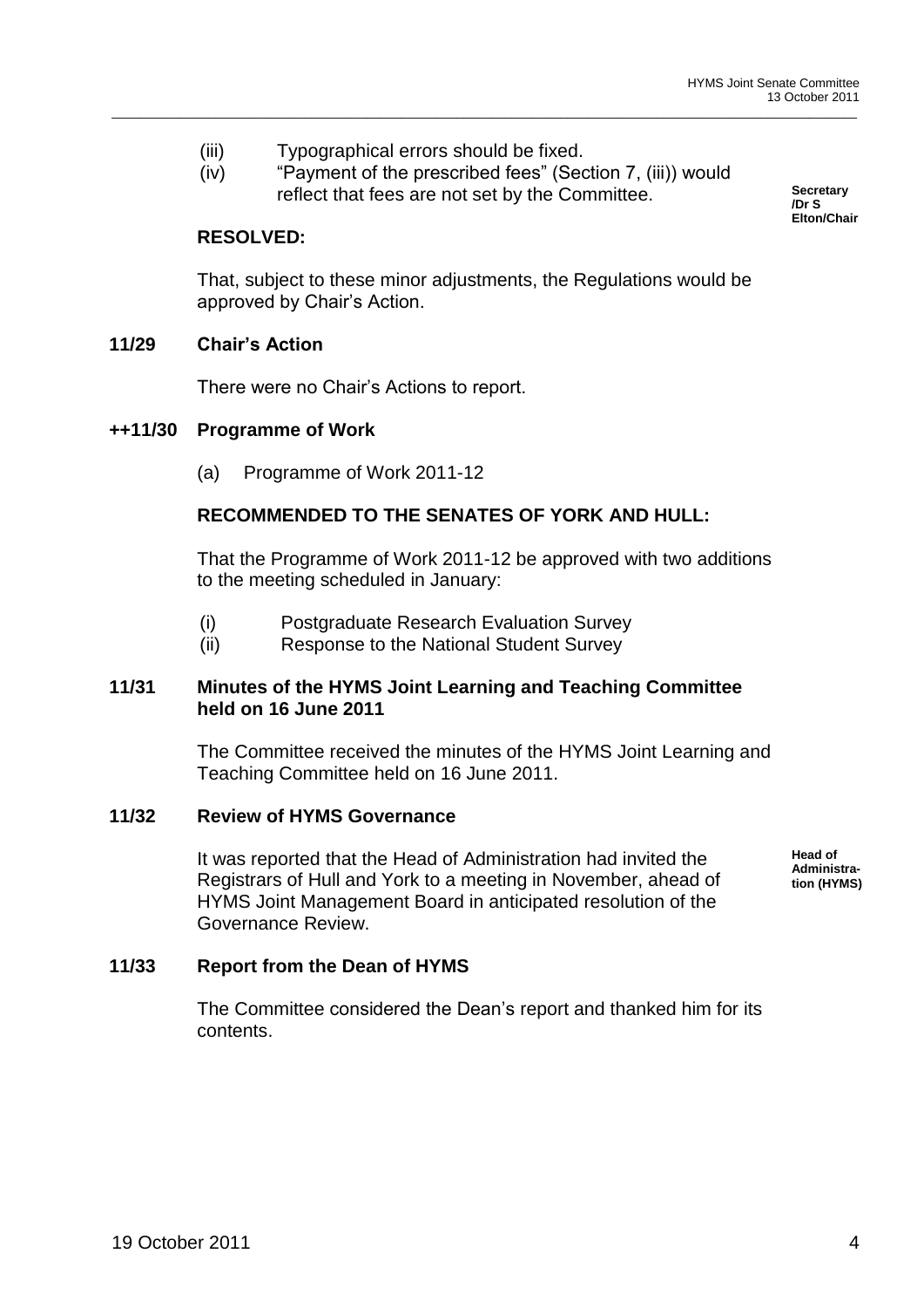(iii) Typographical errors should be fixed.

(iv) "Payment of the prescribed fees" (Section 7, (iii)) would reflect that fees are not set by the Committee.

**Secretary /Dr S Elton/Chair**

**RESOLVED:**

That, subject to these minor adjustments, the Regulations would be approved by Chair's Action.

## 11/29 Chair's Action

There were no Chair's Actions to report.

## ++11/30 Programme of Work

(a) Programme of Work 2011-12

**RECOMMENDED TO THE SENATES OF YORK AND HULL:**

That the Programme of Work 2011-12 be approved with two additions to the meeting scheduled in January:

(i) Postgraduate Research Evaluation Survey

(ii) Response to the National Student Survey

## 11/31 Minutes of the HYMS Joint Learning and Teaching Committee held on 16 June 2011

The Committee received the minutes of the HYMS Joint Learning and Teaching Committee held on 16 June 2011.

## 11/32 Review of HYMS Governance

It was reported that the Head of Administration had invited the Registrars of Hull and York to a meeting in November, ahead of HYMS Joint Management Board in anticipated resolution of the Governance Review.

**Head of Administration (HYMS)**

## 11/33 Report from the Dean of HYMS

The Committee considered the Dean's report and thanked him for its contents.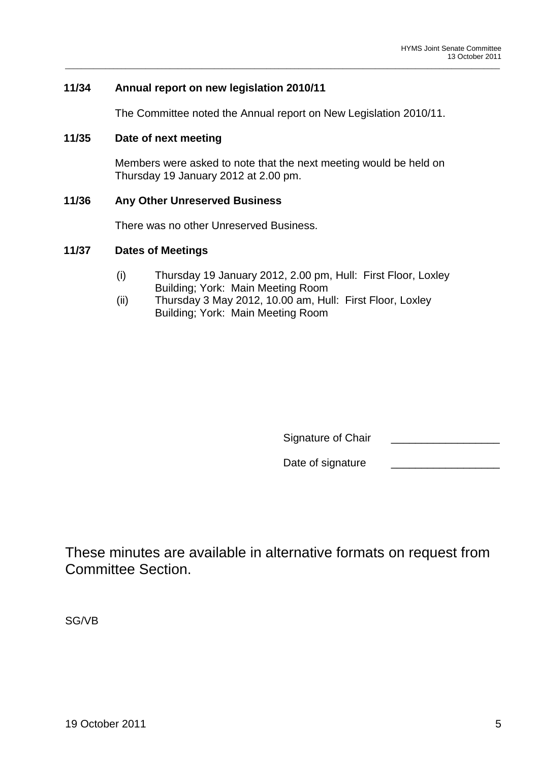**11/34 Annual report on new legislation 2010/11**

The Committee noted the Annual report on New Legislation 2010/11.

**11/35 Date of next meeting**

Members were asked to note that the next meeting would be held on Thursday 19 January 2012 at 2.00 pm.

**11/36 Any Other Unreserved Business**

There was no other Unreserved Business.

**11/37 Dates of Meetings**

(i) Thursday 19 January 2012, 2.00 pm, Hull: First Floor, Loxley Building; York: Main Meeting Room
(ii) Thursday 3 May 2012, 10.00 am, Hull: First Floor, Loxley Building; York: Main Meeting Room

Signature of Chair \_\_\_\_\_\_\_\_\_\_\_\_\_\_\_\_\_\_

Date of signature \_\_\_\_\_\_\_\_\_\_\_\_\_\_\_\_\_\_

These minutes are available in alternative formats on request from Committee Section.

SG/VB

19 October 2011